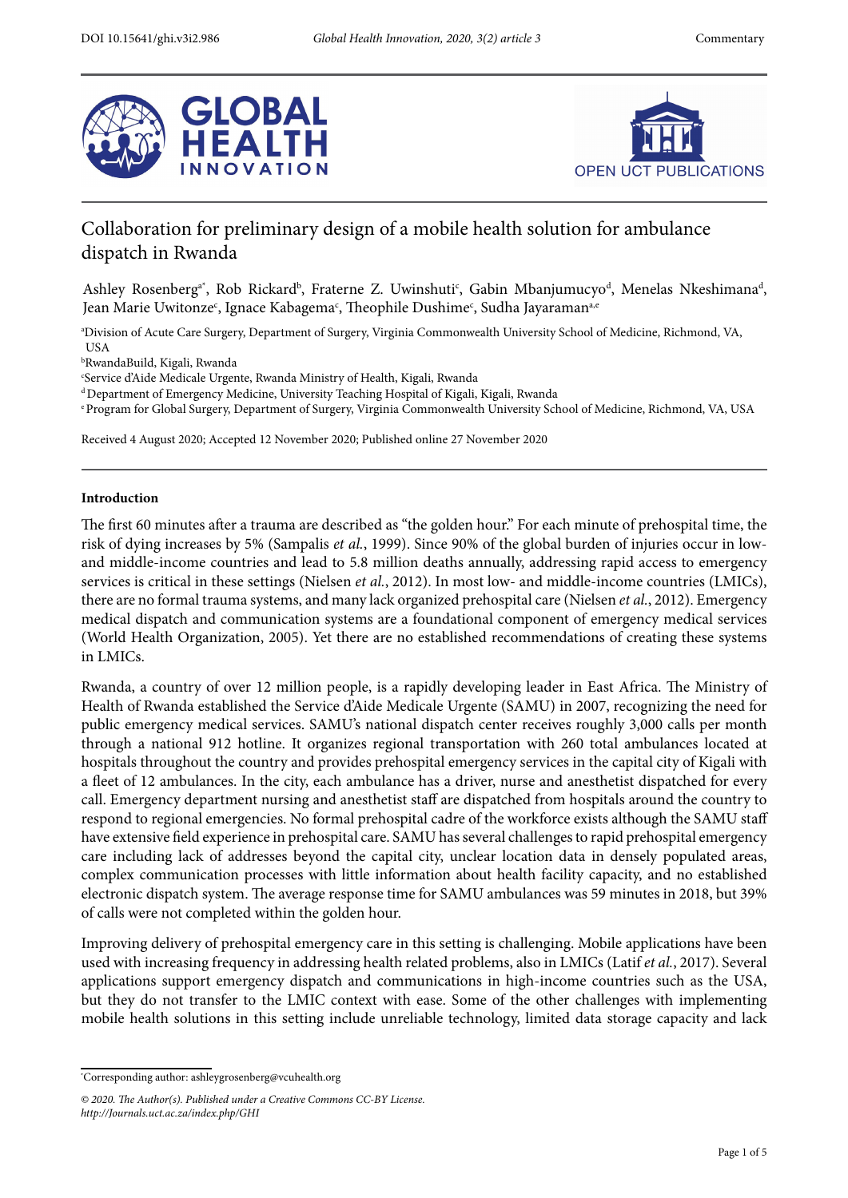# Collaboration for preliminary design of a mobile health solution for ambulance dispatch in Rwanda

Ashley Rosenberg[a*], Rob Rickard[b], Fraterne Z. Uwinshuti[c], Gabin Mbanjumucyo[d], Menelas Nkeshimana[d], Jean Marie Uwitonze[c], Ignace Kabagema[c], Theophile Dushime[c], Sudha Jayaraman[a,e]

[a]Division of Acute Care Surgery, Department of Surgery, Virginia Commonwealth University School of Medicine, Richmond, VA, USA

[b]RwandaBuild, Kigali, Rwanda

[c]Service d'Aide Medicale Urgente, Rwanda Ministry of Health, Kigali, Rwanda

[d]Department of Emergency Medicine, University Teaching Hospital of Kigali, Kigali, Rwanda

[e]Program for Global Surgery, Department of Surgery, Virginia Commonwealth University School of Medicine, Richmond, VA, USA

Received 4 August 2020; Accepted 12 November 2020; Published online 27 November 2020

## Introduction

The first 60 minutes after a trauma are described as "the golden hour." For each minute of prehospital time, the risk of dying increases by 5% (Sampalis *et al.*, 1999). Since 90% of the global burden of injuries occur in low- and middle-income countries and lead to 5.8 million deaths annually, addressing rapid access to emergency services is critical in these settings (Nielsen *et al.*, 2012). In most low- and middle-income countries (LMICs), there are no formal trauma systems, and many lack organized prehospital care (Nielsen *et al.*, 2012). Emergency medical dispatch and communication systems are a foundational component of emergency medical services (World Health Organization, 2005). Yet there are no established recommendations of creating these systems in LMICs.

Rwanda, a country of over 12 million people, is a rapidly developing leader in East Africa. The Ministry of Health of Rwanda established the Service d'Aide Medicale Urgente (SAMU) in 2007, recognizing the need for public emergency medical services. SAMU's national dispatch center receives roughly 3,000 calls per month through a national 912 hotline. It organizes regional transportation with 260 total ambulances located at hospitals throughout the country and provides prehospital emergency services in the capital city of Kigali with a fleet of 12 ambulances. In the city, each ambulance has a driver, nurse and anesthetist dispatched for every call. Emergency department nursing and anesthetist staff are dispatched from hospitals around the country to respond to regional emergencies. No formal prehospital cadre of the workforce exists although the SAMU staff have extensive field experience in prehospital care. SAMU has several challenges to rapid prehospital emergency care including lack of addresses beyond the capital city, unclear location data in densely populated areas, complex communication processes with little information about health facility capacity, and no established electronic dispatch system. The average response time for SAMU ambulances was 59 minutes in 2018, but 39% of calls were not completed within the golden hour.

Improving delivery of prehospital emergency care in this setting is challenging. Mobile applications have been used with increasing frequency in addressing health related problems, also in LMICs (Latif *et al.*, 2017). Several applications support emergency dispatch and communications in high-income countries such as the USA, but they do not transfer to the LMIC context with ease. Some of the other challenges with implementing mobile health solutions in this setting include unreliable technology, limited data storage capacity and lack

---

*Corresponding author: ashleygrosenberg@vcuhealth.org

*© 2020. The Author(s). Published under a Creative Commons CC-BY License.*
*http://Journals.uct.ac.za/index.php/GHI*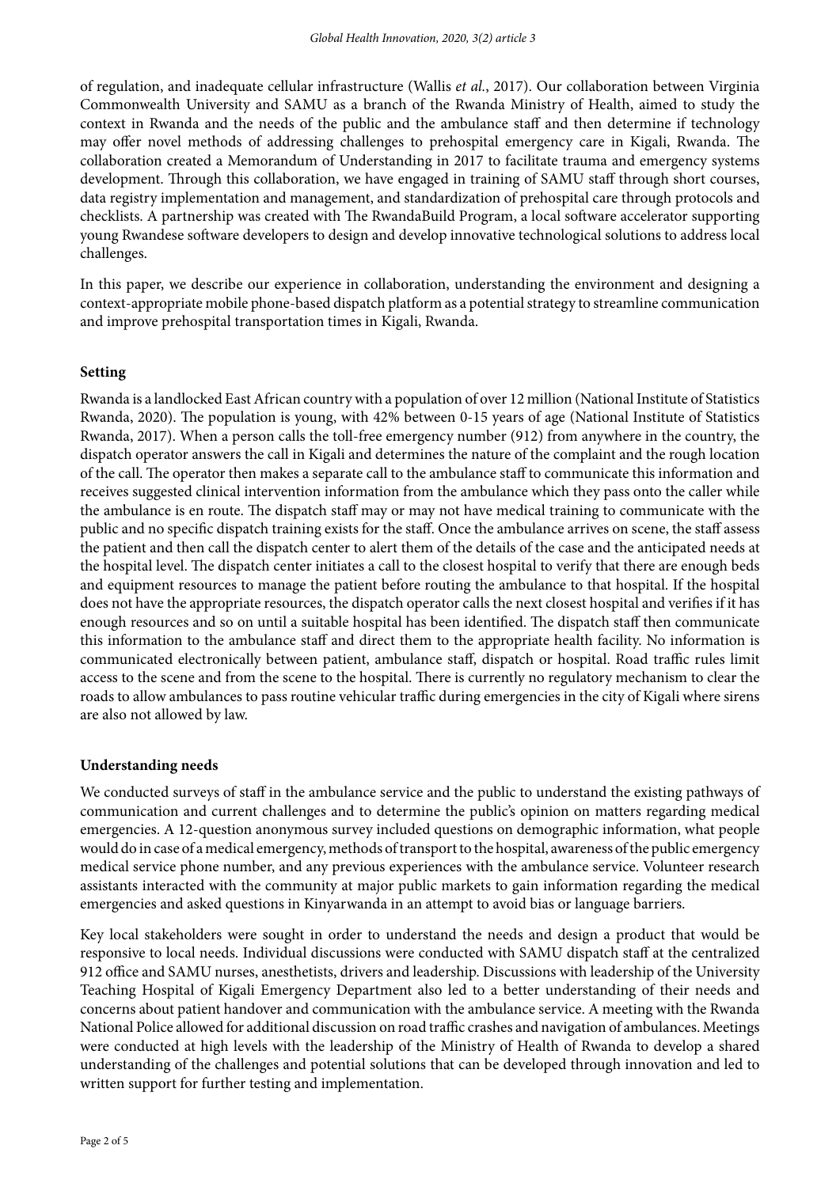of regulation, and inadequate cellular infrastructure (Wallis *et al.*, 2017). Our collaboration between Virginia Commonwealth University and SAMU as a branch of the Rwanda Ministry of Health, aimed to study the context in Rwanda and the needs of the public and the ambulance staff and then determine if technology may offer novel methods of addressing challenges to prehospital emergency care in Kigali, Rwanda. The collaboration created a Memorandum of Understanding in 2017 to facilitate trauma and emergency systems development. Through this collaboration, we have engaged in training of SAMU staff through short courses, data registry implementation and management, and standardization of prehospital care through protocols and checklists. A partnership was created with The RwandaBuild Program, a local software accelerator supporting young Rwandese software developers to design and develop innovative technological solutions to address local challenges.

In this paper, we describe our experience in collaboration, understanding the environment and designing a context-appropriate mobile phone-based dispatch platform as a potential strategy to streamline communication and improve prehospital transportation times in Kigali, Rwanda.

## Setting

Rwanda is a landlocked East African country with a population of over 12 million (National Institute of Statistics Rwanda, 2020). The population is young, with 42% between 0-15 years of age (National Institute of Statistics Rwanda, 2017). When a person calls the toll-free emergency number (912) from anywhere in the country, the dispatch operator answers the call in Kigali and determines the nature of the complaint and the rough location of the call. The operator then makes a separate call to the ambulance staff to communicate this information and receives suggested clinical intervention information from the ambulance which they pass onto the caller while the ambulance is en route. The dispatch staff may or may not have medical training to communicate with the public and no specific dispatch training exists for the staff. Once the ambulance arrives on scene, the staff assess the patient and then call the dispatch center to alert them of the details of the case and the anticipated needs at the hospital level. The dispatch center initiates a call to the closest hospital to verify that there are enough beds and equipment resources to manage the patient before routing the ambulance to that hospital. If the hospital does not have the appropriate resources, the dispatch operator calls the next closest hospital and verifies if it has enough resources and so on until a suitable hospital has been identified. The dispatch staff then communicate this information to the ambulance staff and direct them to the appropriate health facility. No information is communicated electronically between patient, ambulance staff, dispatch or hospital. Road traffic rules limit access to the scene and from the scene to the hospital. There is currently no regulatory mechanism to clear the roads to allow ambulances to pass routine vehicular traffic during emergencies in the city of Kigali where sirens are also not allowed by law.

## Understanding needs

We conducted surveys of staff in the ambulance service and the public to understand the existing pathways of communication and current challenges and to determine the public's opinion on matters regarding medical emergencies. A 12-question anonymous survey included questions on demographic information, what people would do in case of a medical emergency, methods of transport to the hospital, awareness of the public emergency medical service phone number, and any previous experiences with the ambulance service. Volunteer research assistants interacted with the community at major public markets to gain information regarding the medical emergencies and asked questions in Kinyarwanda in an attempt to avoid bias or language barriers.

Key local stakeholders were sought in order to understand the needs and design a product that would be responsive to local needs. Individual discussions were conducted with SAMU dispatch staff at the centralized 912 office and SAMU nurses, anesthetists, drivers and leadership. Discussions with leadership of the University Teaching Hospital of Kigali Emergency Department also led to a better understanding of their needs and concerns about patient handover and communication with the ambulance service. A meeting with the Rwanda National Police allowed for additional discussion on road traffic crashes and navigation of ambulances. Meetings were conducted at high levels with the leadership of the Ministry of Health of Rwanda to develop a shared understanding of the challenges and potential solutions that can be developed through innovation and led to written support for further testing and implementation.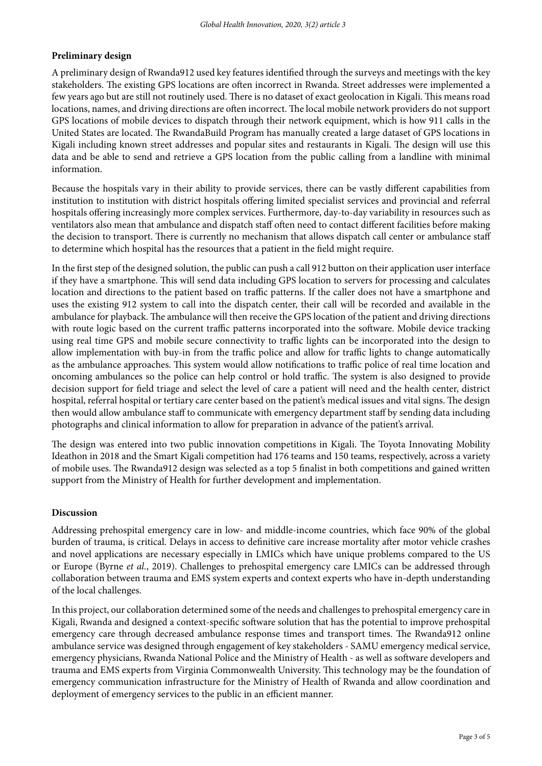**Preliminary design**

A preliminary design of Rwanda912 used key features identified through the surveys and meetings with the key stakeholders. The existing GPS locations are often incorrect in Rwanda. Street addresses were implemented a few years ago but are still not routinely used. There is no dataset of exact geolocation in Kigali. This means road locations, names, and driving directions are often incorrect. The local mobile network providers do not support GPS locations of mobile devices to dispatch through their network equipment, which is how 911 calls in the United States are located. The RwandaBuild Program has manually created a large dataset of GPS locations in Kigali including known street addresses and popular sites and restaurants in Kigali. The design will use this data and be able to send and retrieve a GPS location from the public calling from a landline with minimal information.

Because the hospitals vary in their ability to provide services, there can be vastly different capabilities from institution to institution with district hospitals offering limited specialist services and provincial and referral hospitals offering increasingly more complex services. Furthermore, day-to-day variability in resources such as ventilators also mean that ambulance and dispatch staff often need to contact different facilities before making the decision to transport. There is currently no mechanism that allows dispatch call center or ambulance staff to determine which hospital has the resources that a patient in the field might require.

In the first step of the designed solution, the public can push a call 912 button on their application user interface if they have a smartphone. This will send data including GPS location to servers for processing and calculates location and directions to the patient based on traffic patterns. If the caller does not have a smartphone and uses the existing 912 system to call into the dispatch center, their call will be recorded and available in the ambulance for playback. The ambulance will then receive the GPS location of the patient and driving directions with route logic based on the current traffic patterns incorporated into the software. Mobile device tracking using real time GPS and mobile secure connectivity to traffic lights can be incorporated into the design to allow implementation with buy-in from the traffic police and allow for traffic lights to change automatically as the ambulance approaches. This system would allow notifications to traffic police of real time location and oncoming ambulances so the police can help control or hold traffic. The system is also designed to provide decision support for field triage and select the level of care a patient will need and the health center, district hospital, referral hospital or tertiary care center based on the patient's medical issues and vital signs. The design then would allow ambulance staff to communicate with emergency department staff by sending data including photographs and clinical information to allow for preparation in advance of the patient's arrival.

The design was entered into two public innovation competitions in Kigali. The Toyota Innovating Mobility Ideathon in 2018 and the Smart Kigali competition had 176 teams and 150 teams, respectively, across a variety of mobile uses. The Rwanda912 design was selected as a top 5 finalist in both competitions and gained written support from the Ministry of Health for further development and implementation.

**Discussion**

Addressing prehospital emergency care in low- and middle-income countries, which face 90% of the global burden of trauma, is critical. Delays in access to definitive care increase mortality after motor vehicle crashes and novel applications are necessary especially in LMICs which have unique problems compared to the US or Europe (Byrne *et al.*, 2019). Challenges to prehospital emergency care LMICs can be addressed through collaboration between trauma and EMS system experts and context experts who have in-depth understanding of the local challenges.

In this project, our collaboration determined some of the needs and challenges to prehospital emergency care in Kigali, Rwanda and designed a context-specific software solution that has the potential to improve prehospital emergency care through decreased ambulance response times and transport times. The Rwanda912 online ambulance service was designed through engagement of key stakeholders - SAMU emergency medical service, emergency physicians, Rwanda National Police and the Ministry of Health - as well as software developers and trauma and EMS experts from Virginia Commonwealth University. This technology may be the foundation of emergency communication infrastructure for the Ministry of Health of Rwanda and allow coordination and deployment of emergency services to the public in an efficient manner.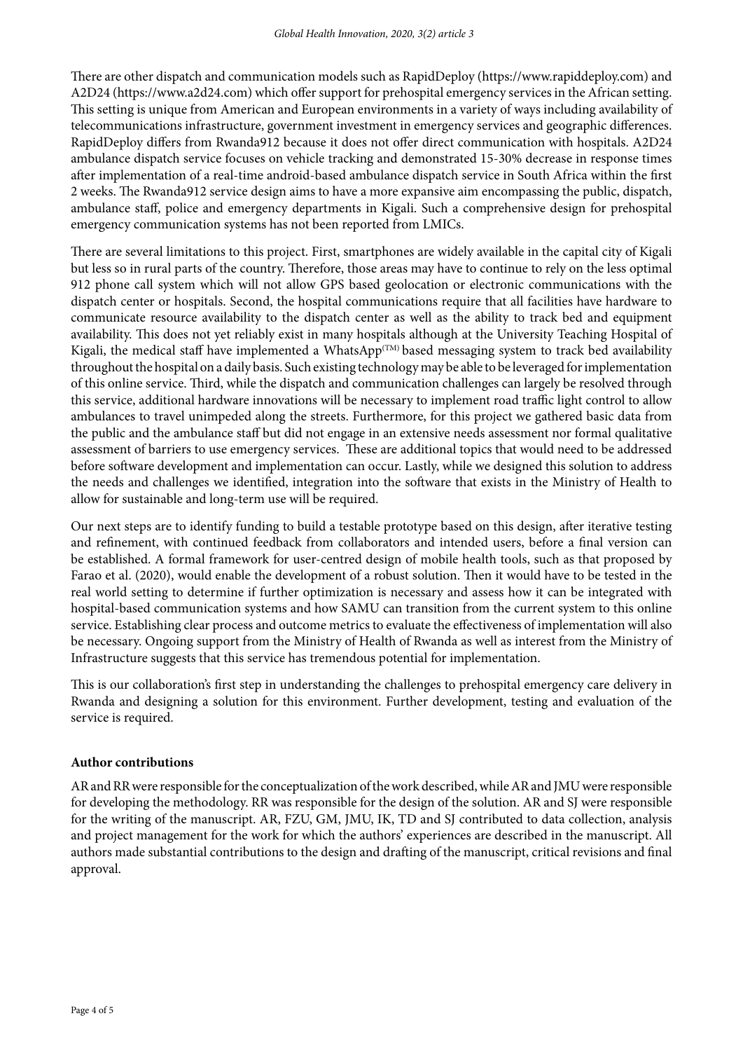There are other dispatch and communication models such as RapidDeploy (https://www.rapiddeploy.com) and A2D24 (https://www.a2d24.com) which offer support for prehospital emergency services in the African setting. This setting is unique from American and European environments in a variety of ways including availability of telecommunications infrastructure, government investment in emergency services and geographic differences. RapidDeploy differs from Rwanda912 because it does not offer direct communication with hospitals. A2D24 ambulance dispatch service focuses on vehicle tracking and demonstrated 15-30% decrease in response times after implementation of a real-time android-based ambulance dispatch service in South Africa within the first 2 weeks. The Rwanda912 service design aims to have a more expansive aim encompassing the public, dispatch, ambulance staff, police and emergency departments in Kigali. Such a comprehensive design for prehospital emergency communication systems has not been reported from LMICs.

There are several limitations to this project. First, smartphones are widely available in the capital city of Kigali but less so in rural parts of the country. Therefore, those areas may have to continue to rely on the less optimal 912 phone call system which will not allow GPS based geolocation or electronic communications with the dispatch center or hospitals. Second, the hospital communications require that all facilities have hardware to communicate resource availability to the dispatch center as well as the ability to track bed and equipment availability. This does not yet reliably exist in many hospitals although at the University Teaching Hospital of Kigali, the medical staff have implemented a WhatsApp(TM) based messaging system to track bed availability throughout the hospital on a daily basis. Such existing technology may be able to be leveraged for implementation of this online service. Third, while the dispatch and communication challenges can largely be resolved through this service, additional hardware innovations will be necessary to implement road traffic light control to allow ambulances to travel unimpeded along the streets. Furthermore, for this project we gathered basic data from the public and the ambulance staff but did not engage in an extensive needs assessment nor formal qualitative assessment of barriers to use emergency services. These are additional topics that would need to be addressed before software development and implementation can occur. Lastly, while we designed this solution to address the needs and challenges we identified, integration into the software that exists in the Ministry of Health to allow for sustainable and long-term use will be required.

Our next steps are to identify funding to build a testable prototype based on this design, after iterative testing and refinement, with continued feedback from collaborators and intended users, before a final version can be established. A formal framework for user-centred design of mobile health tools, such as that proposed by Farao et al. (2020), would enable the development of a robust solution. Then it would have to be tested in the real world setting to determine if further optimization is necessary and assess how it can be integrated with hospital-based communication systems and how SAMU can transition from the current system to this online service. Establishing clear process and outcome metrics to evaluate the effectiveness of implementation will also be necessary. Ongoing support from the Ministry of Health of Rwanda as well as interest from the Ministry of Infrastructure suggests that this service has tremendous potential for implementation.

This is our collaboration's first step in understanding the challenges to prehospital emergency care delivery in Rwanda and designing a solution for this environment. Further development, testing and evaluation of the service is required.

**Author contributions**

AR and RR were responsible for the conceptualization of the work described, while AR and JMU were responsible for developing the methodology. RR was responsible for the design of the solution. AR and SJ were responsible for the writing of the manuscript. AR, FZU, GM, JMU, IK, TD and SJ contributed to data collection, analysis and project management for the work for which the authors' experiences are described in the manuscript. All authors made substantial contributions to the design and drafting of the manuscript, critical revisions and final approval.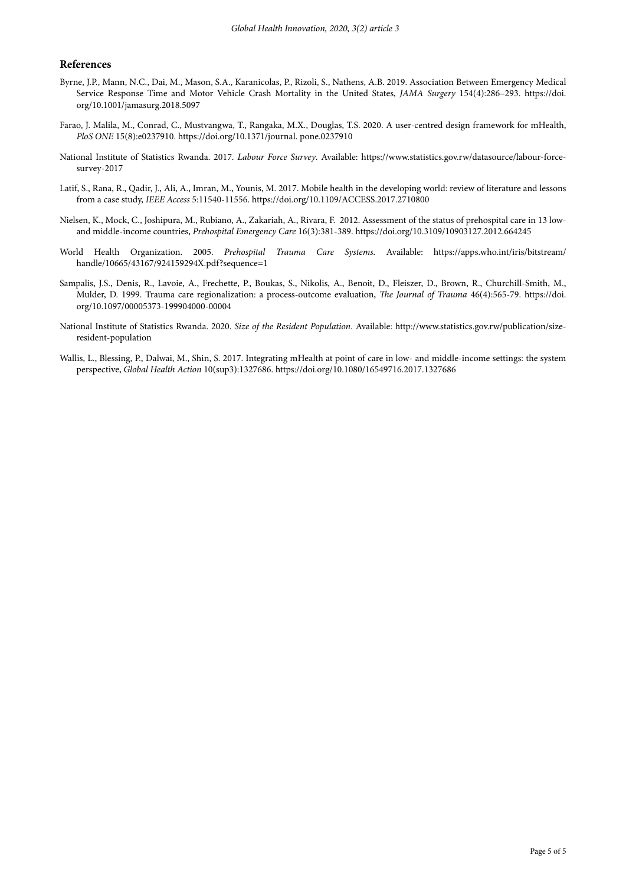## References

Byrne, J.P., Mann, N.C., Dai, M., Mason, S.A., Karanicolas, P., Rizoli, S., Nathens, A.B. 2019. Association Between Emergency Medical Service Response Time and Motor Vehicle Crash Mortality in the United States, *JAMA Surgery* 154(4):286–293. https://doi.org/10.1001/jamasurg.2018.5097

Farao, J. Malila, M., Conrad, C., Mustvangwa, T., Rangaka, M.X., Douglas, T.S. 2020. A user-centred design framework for mHealth, *PloS ONE* 15(8):e0237910. https://doi.org/10.1371/journal. pone.0237910

National Institute of Statistics Rwanda. 2017. *Labour Force Survey*. Available: https://www.statistics.gov.rw/datasource/labour-force-survey-2017

Latif, S., Rana, R., Qadir, J., Ali, A., Imran, M., Younis, M. 2017. Mobile health in the developing world: review of literature and lessons from a case study, *IEEE Access* 5:11540-11556. https://doi.org/10.1109/ACCESS.2017.2710800

Nielsen, K., Mock, C., Joshipura, M., Rubiano, A., Zakariah, A., Rivara, F. 2012. Assessment of the status of prehospital care in 13 low- and middle-income countries, *Prehospital Emergency Care* 16(3):381-389. https://doi.org/10.3109/10903127.2012.664245

World Health Organization. 2005. *Prehospital Trauma Care Systems.* Available: https://apps.who.int/iris/bitstream/handle/10665/43167/924159294X.pdf?sequence=1

Sampalis, J.S., Denis, R., Lavoie, A., Frechette, P., Boukas, S., Nikolis, A., Benoit, D., Fleiszer, D., Brown, R., Churchill-Smith, M., Mulder, D. 1999. Trauma care regionalization: a process-outcome evaluation, *The Journal of Trauma* 46(4):565-79. https://doi.org/10.1097/00005373-199904000-00004

National Institute of Statistics Rwanda. 2020. *Size of the Resident Population*. Available: http://www.statistics.gov.rw/publication/size-resident-population

Wallis, L., Blessing, P., Dalwai, M., Shin, S. 2017. Integrating mHealth at point of care in low- and middle-income settings: the system perspective, *Global Health Action* 10(sup3):1327686. https://doi.org/10.1080/16549716.2017.1327686